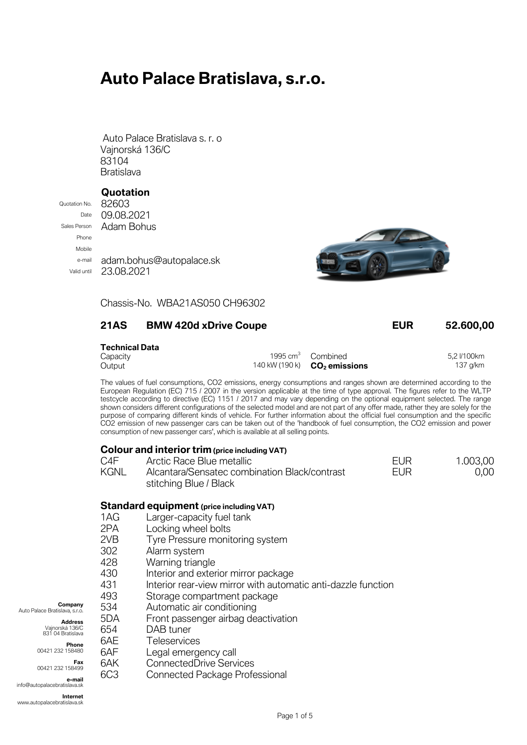# Auto Palace Bratislava, s.r.o.

Auto Palace Bratislava s. r. o
Vajnorská 136/C
83104
Bratislava

## Quotation

| | |
|---|---|
| Quotation No. | 82603 |
| Date | 09.08.2021 |
| Sales Person | Adam Bohus |
| Phone | |
| Mobile | |
| e-mail | adam.bohus@autopalace.sk |
| Valid until | 23.08.2021 |

Chassis-No. WBA21AS050 CH96302

| | | | |
|---|---|---|---|
| **21AS** | **BMW 420d xDrive Coupe** | **EUR** | **52.600,00** |

**Technical Data**

| | | | |
|---|---|---|---|
| Capacity | 1995 $cm^3$ | Combined | 5,2 l/100km |
| Output | 140 kW (190 k) | **$CO_2$ emissions** | 137 g/km |

The values of fuel consumptions, CO2 emissions, energy consumptions and ranges shown are determined according to the European Regulation (EC) 715 / 2007 in the version applicable at the time of type approval. The figures refer to the WLTP testcycle according to directive (EC) 1151 / 2017 and may vary depending on the optional equipment selected. The range shown considers different configurations of the selected model and are not part of any offer made, rather they are solely for the purpose of comparing different kinds of vehicle. For further information about the official fuel consumption and the specific CO2 emission of new passenger cars can be taken out of the 'handbook of fuel consumption, the CO2 emission and power consumption of new passenger cars', which is available at all selling points.

### Colour and interior trim (price including VAT)

| | | | |
|---|---|---|---|
| C4F | Arctic Race Blue metallic | EUR | 1.003,00 |
| KGNL | Alcantara/Sensatec combination Black/contrast stitching Blue / Black | EUR | 0,00 |

### Standard equipment (price including VAT)

| | |
|---|---|
| 1AG | Larger-capacity fuel tank |
| 2PA | Locking wheel bolts |
| 2VB | Tyre Pressure monitoring system |
| 302 | Alarm system |
| 428 | Warning triangle |
| 430 | Interior and exterior mirror package |
| 431 | Interior rear-view mirror with automatic anti-dazzle function |
| 493 | Storage compartment package |
| 534 | Automatic air conditioning |
| 5DA | Front passenger airbag deactivation |
| 654 | DAB tuner |
| 6AE | Teleservices |
| 6AF | Legal emergency call |
| 6AK | ConnectedDrive Services |
| 6C3 | Connected Package Professional |

**Company**
Auto Palace Bratislava, s.r.o.

**Address**
Vajnorská 136/C
831 04 Bratislava

**Phone**
00421 232 158480

**Fax**
00421 232 158499

**e-mail**
info@autopalacebratislava.sk

**Internet**
www.autopalacebratislava.sk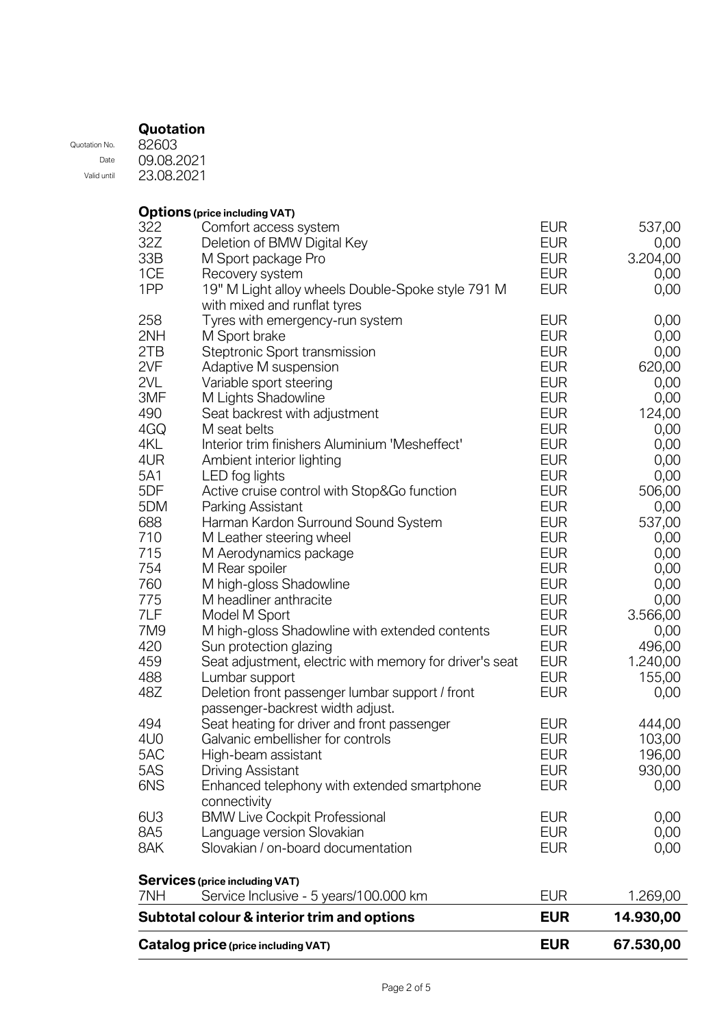## Quotation

Quotation No. 82603
Date 09.08.2021
Valid until 23.08.2021

### Options (price including VAT)

| Code | Description | Currency | Price |
|---|---|---|---|
| 322 | Comfort access system | EUR | 537,00 |
| 32Z | Deletion of BMW Digital Key | EUR | 0,00 |
| 33B | M Sport package Pro | EUR | 3.204,00 |
| 1CE | Recovery system | EUR | 0,00 |
| 1PP | 19" M Light alloy wheels Double-Spoke style 791 M with mixed and runflat tyres | EUR | 0,00 |
| 258 | Tyres with emergency-run system | EUR | 0,00 |
| 2NH | M Sport brake | EUR | 0,00 |
| 2TB | Steptronic Sport transmission | EUR | 0,00 |
| 2VF | Adaptive M suspension | EUR | 620,00 |
| 2VL | Variable sport steering | EUR | 0,00 |
| 3MF | M Lights Shadowline | EUR | 0,00 |
| 490 | Seat backrest with adjustment | EUR | 124,00 |
| 4GQ | M seat belts | EUR | 0,00 |
| 4KL | Interior trim finishers Aluminium 'Mesheffect' | EUR | 0,00 |
| 4UR | Ambient interior lighting | EUR | 0,00 |
| 5A1 | LED fog lights | EUR | 0,00 |
| 5DF | Active cruise control with Stop&Go function | EUR | 506,00 |
| 5DM | Parking Assistant | EUR | 0,00 |
| 688 | Harman Kardon Surround Sound System | EUR | 537,00 |
| 710 | M Leather steering wheel | EUR | 0,00 |
| 715 | M Aerodynamics package | EUR | 0,00 |
| 754 | M Rear spoiler | EUR | 0,00 |
| 760 | M high-gloss Shadowline | EUR | 0,00 |
| 775 | M headliner anthracite | EUR | 0,00 |
| 7LF | Model M Sport | EUR | 3.566,00 |
| 7M9 | M high-gloss Shadowline with extended contents | EUR | 0,00 |
| 420 | Sun protection glazing | EUR | 496,00 |
| 459 | Seat adjustment, electric with memory for driver's seat | EUR | 1.240,00 |
| 488 | Lumbar support | EUR | 155,00 |
| 48Z | Deletion front passenger lumbar support / front passenger-backrest width adjust. | EUR | 0,00 |
| 494 | Seat heating for driver and front passenger | EUR | 444,00 |
| 4U0 | Galvanic embellisher for controls | EUR | 103,00 |
| 5AC | High-beam assistant | EUR | 196,00 |
| 5AS | Driving Assistant | EUR | 930,00 |
| 6NS | Enhanced telephony with extended smartphone connectivity | EUR | 0,00 |
| 6U3 | BMW Live Cockpit Professional | EUR | 0,00 |
| 8A5 | Language version Slovakian | EUR | 0,00 |
| 8AK | Slovakian / on-board documentation | EUR | 0,00 |

### Services (price including VAT)

| Code | Description | Currency | Price |
|---|---|---|---|
| 7NH | Service Inclusive - 5 years/100.000 km | EUR | 1.269,00 |
| **Subtotal colour & interior trim and options** | | **EUR** | **14.930,00** |
| **Catalog price (price including VAT)** | | **EUR** | **67.530,00** |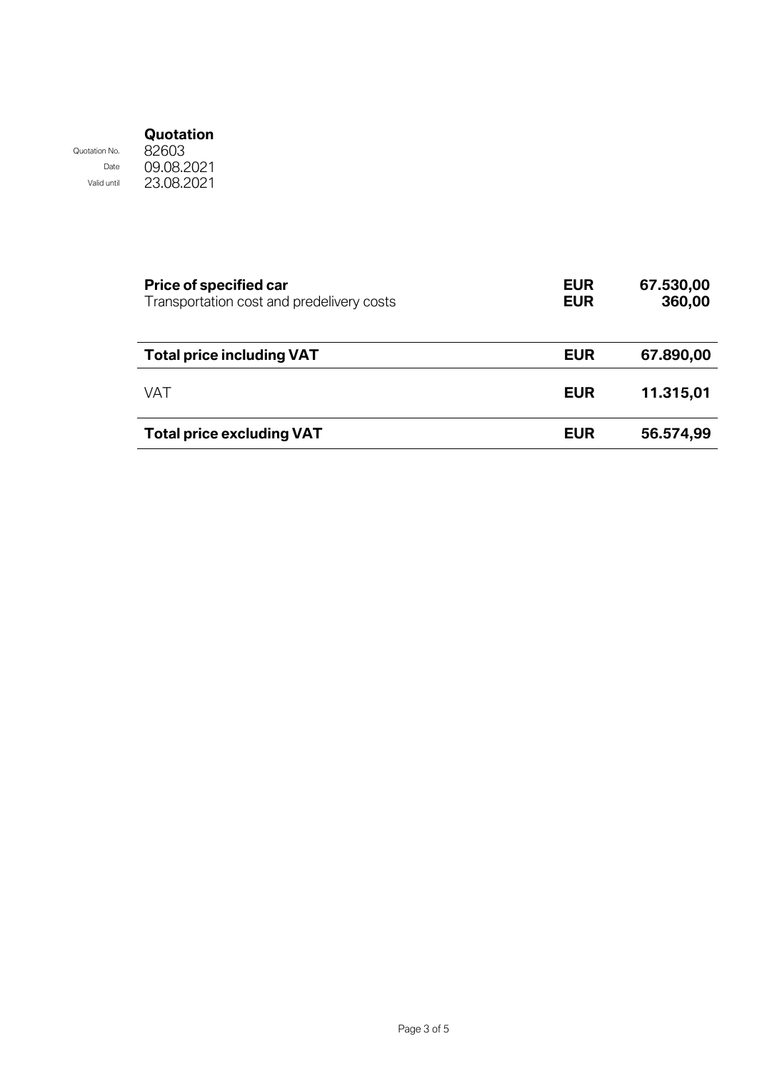## Quotation

| | |
|---|---|
| Quotation No. | 82603 |
| Date | 09.08.2021 |
| Valid until | 23.08.2021 |

| | | |
|---|---|---|
| **Price of specified car** | **EUR** | **67.530,00** |
| Transportation cost and predelivery costs | **EUR** | **360,00** |
| **Total price including VAT** | **EUR** | **67.890,00** |
| VAT | **EUR** | **11.315,01** |
| **Total price excluding VAT** | **EUR** | **56.574,99** |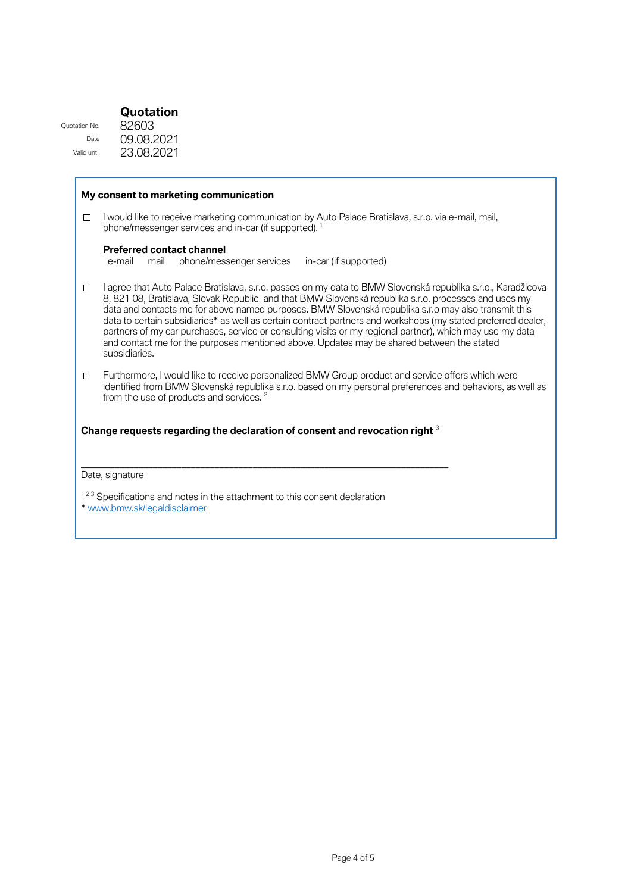## Quotation

Quotation No. 82603
Date 09.08.2021
Valid until 23.08.2021

### My consent to marketing communication

☐ I would like to receive marketing communication by Auto Palace Bratislava, s.r.o. via e-mail, mail, phone/messenger services and in-car (if supported). [1]

**Preferred contact channel**
e-mail mail phone/messenger services in-car (if supported)

☐ I agree that Auto Palace Bratislava, s.r.o. passes on my data to BMW Slovenská republika s.r.o., Karadžicova 8, 821 08, Bratislava, Slovak Republic and that BMW Slovenská republika s.r.o. processes and uses my data and contacts me for above named purposes. BMW Slovenská republika s.r.o may also transmit this data to certain subsidiaries* as well as certain contract partners and workshops (my stated preferred dealer, partners of my car purchases, service or consulting visits or my regional partner), which may use my data and contact me for the purposes mentioned above. Updates may be shared between the stated subsidiaries.

☐ Furthermore, I would like to receive personalized BMW Group product and service offers which were identified from BMW Slovenská republika s.r.o. based on my personal preferences and behaviors, as well as from the use of products and services. [2]

### Change requests regarding the declaration of consent and revocation right [3]

\_\_\_\_\_\_\_\_\_\_\_\_\_\_\_\_\_\_\_\_\_\_\_\_\_\_\_\_\_\_\_\_\_\_\_\_\_\_\_\_\_\_\_\_\_\_\_\_\_\_\_\_\_\_\_\_\_\_\_\_\_\_\_\_\_\_\_\_\_\_

Date, signature

[1 2 3] Specifications and notes in the attachment to this consent declaration
* www.bmw.sk/legaldisclaimer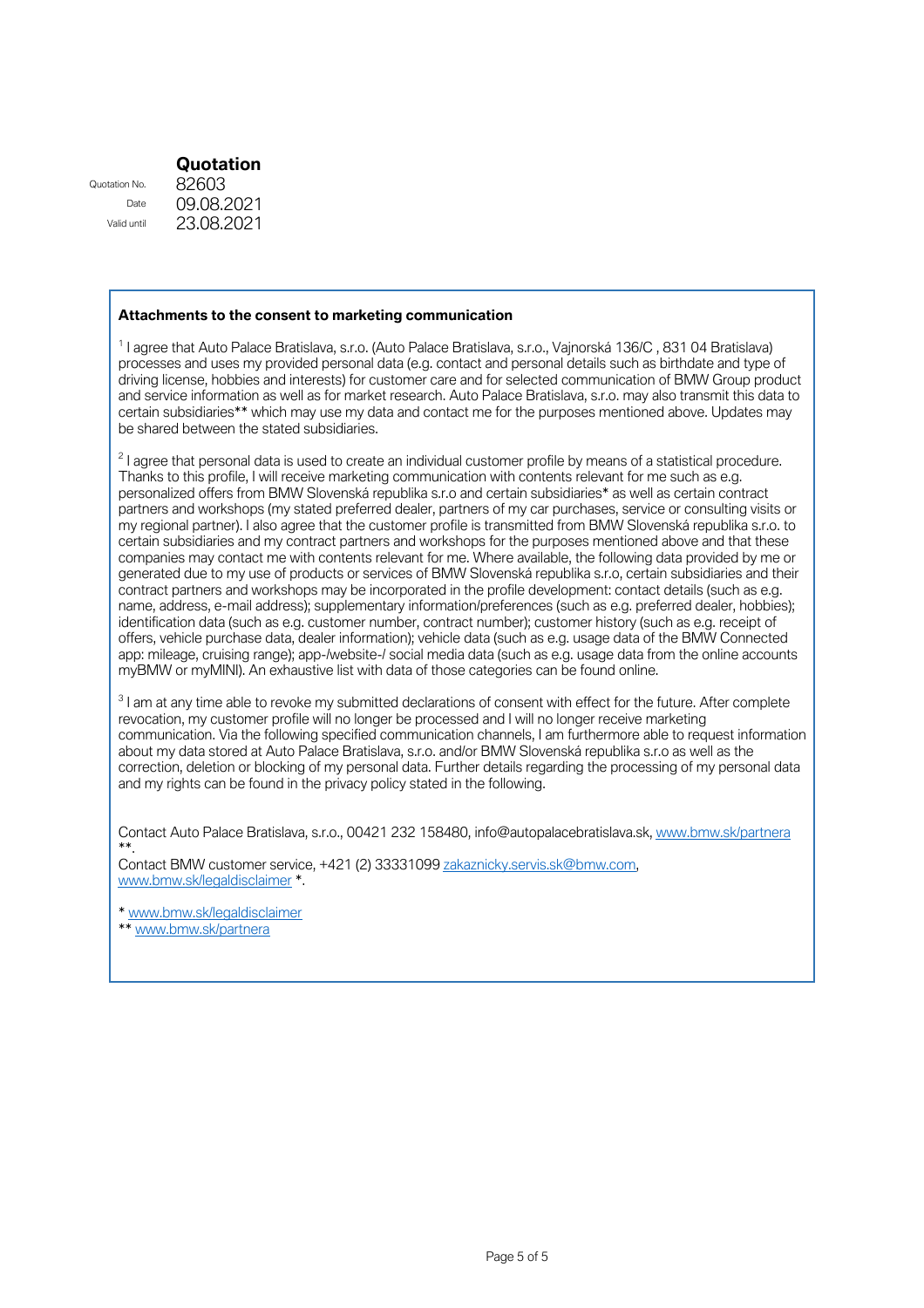## Quotation

| | |
|---|---|
| Quotation No. | 82603 |
| Date | 09.08.2021 |
| Valid until | 23.08.2021 |

**Attachments to the consent to marketing communication**

[1] I agree that Auto Palace Bratislava, s.r.o. (Auto Palace Bratislava, s.r.o., Vajnorská 136/C , 831 04 Bratislava) processes and uses my provided personal data (e.g. contact and personal details such as birthdate and type of driving license, hobbies and interests) for customer care and for selected communication of BMW Group product and service information as well as for market research. Auto Palace Bratislava, s.r.o. may also transmit this data to certain subsidiaries** which may use my data and contact me for the purposes mentioned above. Updates may be shared between the stated subsidiaries.

[2] I agree that personal data is used to create an individual customer profile by means of a statistical procedure. Thanks to this profile, I will receive marketing communication with contents relevant for me such as e.g. personalized offers from BMW Slovenská republika s.r.o and certain subsidiaries* as well as certain contract partners and workshops (my stated preferred dealer, partners of my car purchases, service or consulting visits or my regional partner). I also agree that the customer profile is transmitted from BMW Slovenská republika s.r.o. to certain subsidiaries and my contract partners and workshops for the purposes mentioned above and that these companies may contact me with contents relevant for me. Where available, the following data provided by me or generated due to my use of products or services of BMW Slovenská republika s.r.o, certain subsidiaries and their contract partners and workshops may be incorporated in the profile development: contact details (such as e.g. name, address, e-mail address); supplementary information/preferences (such as e.g. preferred dealer, hobbies); identification data (such as e.g. customer number, contract number); customer history (such as e.g. receipt of offers, vehicle purchase data, dealer information); vehicle data (such as e.g. usage data of the BMW Connected app: mileage, cruising range); app-/website-/ social media data (such as e.g. usage data from the online accounts myBMW or myMINI). An exhaustive list with data of those categories can be found online.

[3] I am at any time able to revoke my submitted declarations of consent with effect for the future. After complete revocation, my customer profile will no longer be processed and I will no longer receive marketing communication. Via the following specified communication channels, I am furthermore able to request information about my data stored at Auto Palace Bratislava, s.r.o. and/or BMW Slovenská republika s.r.o as well as the correction, deletion or blocking of my personal data. Further details regarding the processing of my personal data and my rights can be found in the privacy policy stated in the following.

Contact Auto Palace Bratislava, s.r.o., 00421 232 158480, info@autopalacebratislava.sk, www.bmw.sk/partnera **.
Contact BMW customer service, +421 (2) 33331099 zakaznicky.servis.sk@bmw.com, www.bmw.sk/legaldisclaimer *.

* www.bmw.sk/legaldisclaimer
** www.bmw.sk/partnera